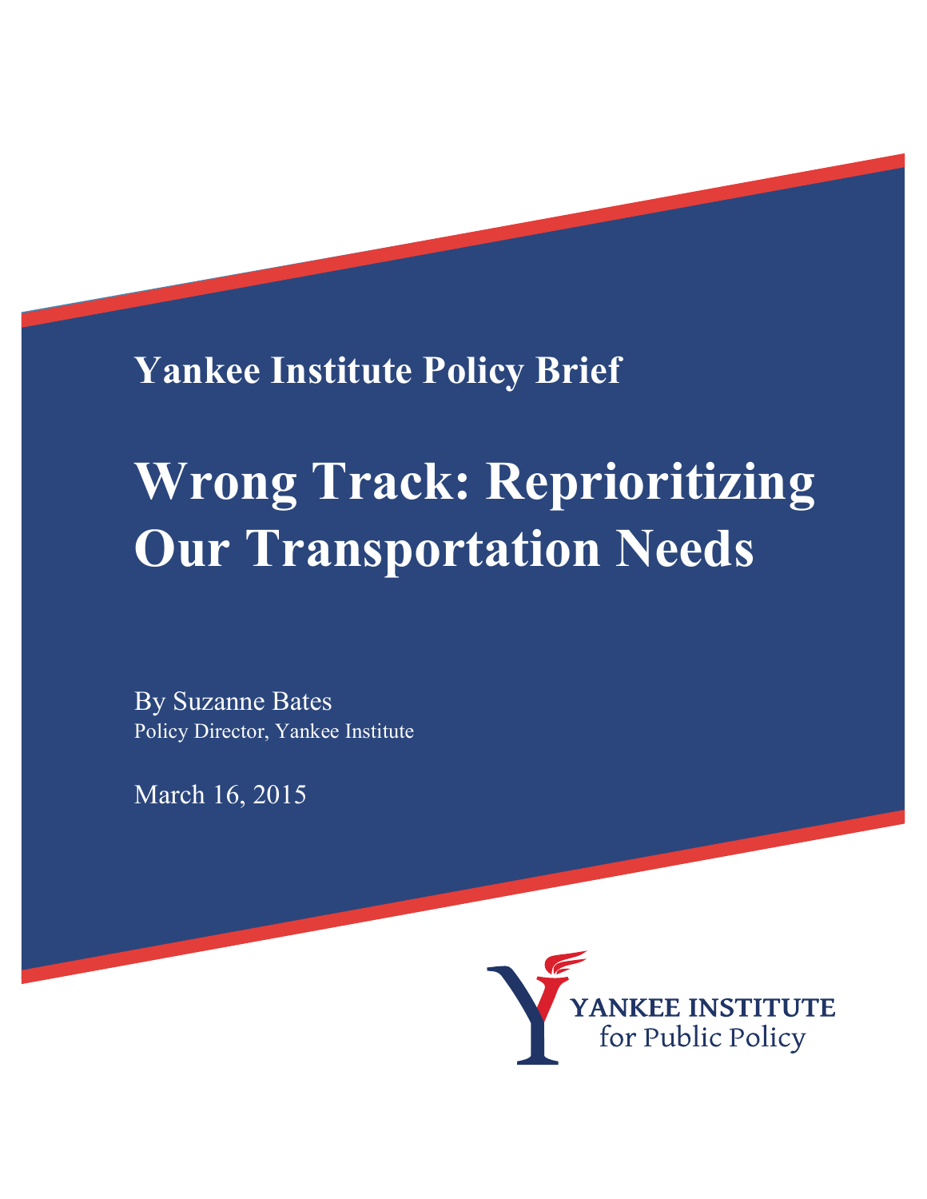**Yankee Institute Policy Brief**

# Wrong Track: Reprioritizing Our Transportation Needs

By Suzanne Bates
Policy Director, Yankee Institute

March 16, 2015

YANKEE INSTITUTE
for Public Policy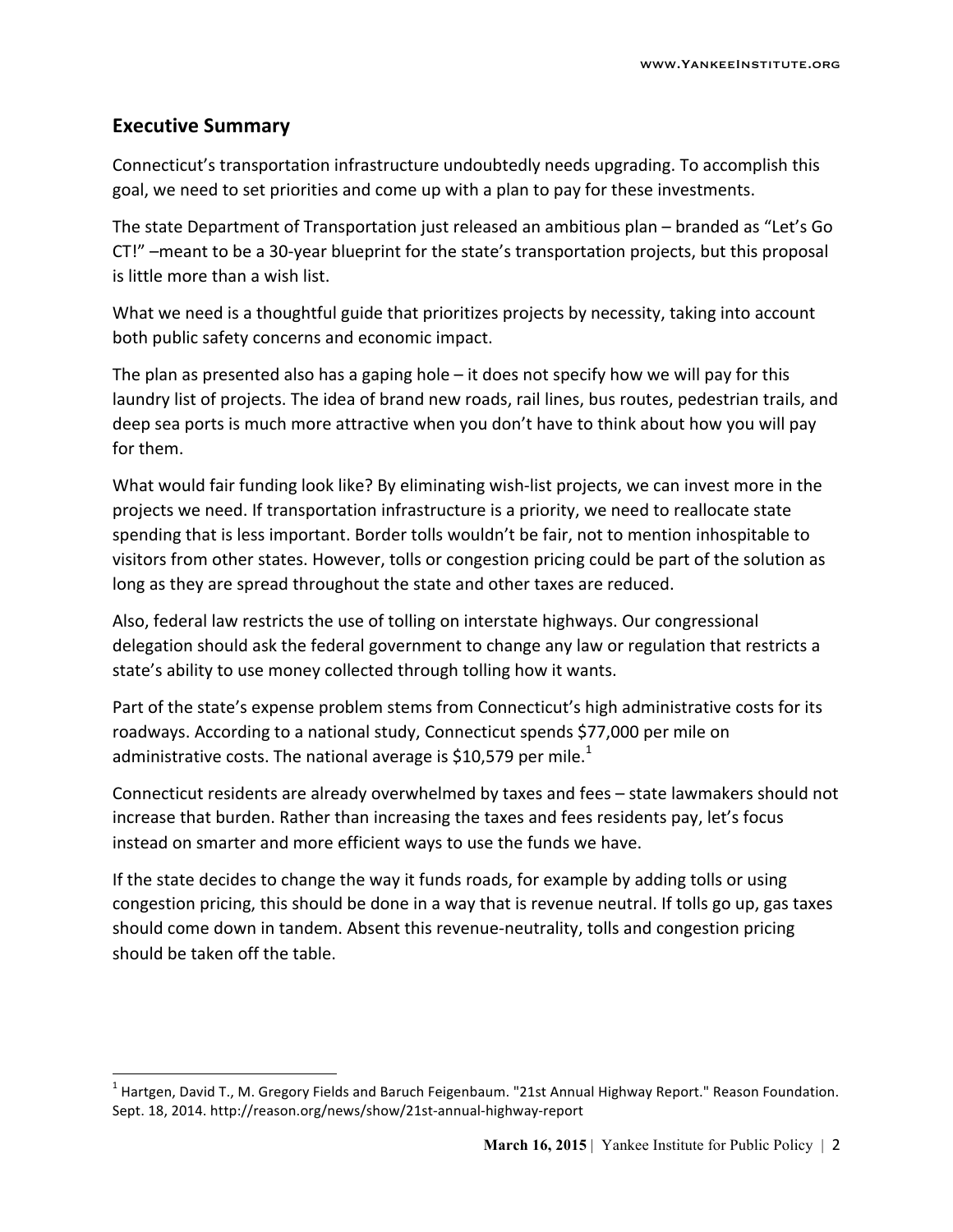## Executive Summary

Connecticut's transportation infrastructure undoubtedly needs upgrading. To accomplish this goal, we need to set priorities and come up with a plan to pay for these investments.

The state Department of Transportation just released an ambitious plan – branded as "Let's Go CT!" –meant to be a 30-year blueprint for the state's transportation projects, but this proposal is little more than a wish list.

What we need is a thoughtful guide that prioritizes projects by necessity, taking into account both public safety concerns and economic impact.

The plan as presented also has a gaping hole – it does not specify how we will pay for this laundry list of projects. The idea of brand new roads, rail lines, bus routes, pedestrian trails, and deep sea ports is much more attractive when you don't have to think about how you will pay for them.

What would fair funding look like? By eliminating wish-list projects, we can invest more in the projects we need. If transportation infrastructure is a priority, we need to reallocate state spending that is less important. Border tolls wouldn't be fair, not to mention inhospitable to visitors from other states. However, tolls or congestion pricing could be part of the solution as long as they are spread throughout the state and other taxes are reduced.

Also, federal law restricts the use of tolling on interstate highways. Our congressional delegation should ask the federal government to change any law or regulation that restricts a state's ability to use money collected through tolling how it wants.

Part of the state's expense problem stems from Connecticut's high administrative costs for its roadways. According to a national study, Connecticut spends $77,000 per mile on administrative costs. The national average is $10,579 per mile.[1]

Connecticut residents are already overwhelmed by taxes and fees – state lawmakers should not increase that burden. Rather than increasing the taxes and fees residents pay, let's focus instead on smarter and more efficient ways to use the funds we have.

If the state decides to change the way it funds roads, for example by adding tolls or using congestion pricing, this should be done in a way that is revenue neutral. If tolls go up, gas taxes should come down in tandem. Absent this revenue-neutrality, tolls and congestion pricing should be taken off the table.

[1] Hartgen, David T., M. Gregory Fields and Baruch Feigenbaum. "21st Annual Highway Report." Reason Foundation. Sept. 18, 2014. http://reason.org/news/show/21st-annual-highway-report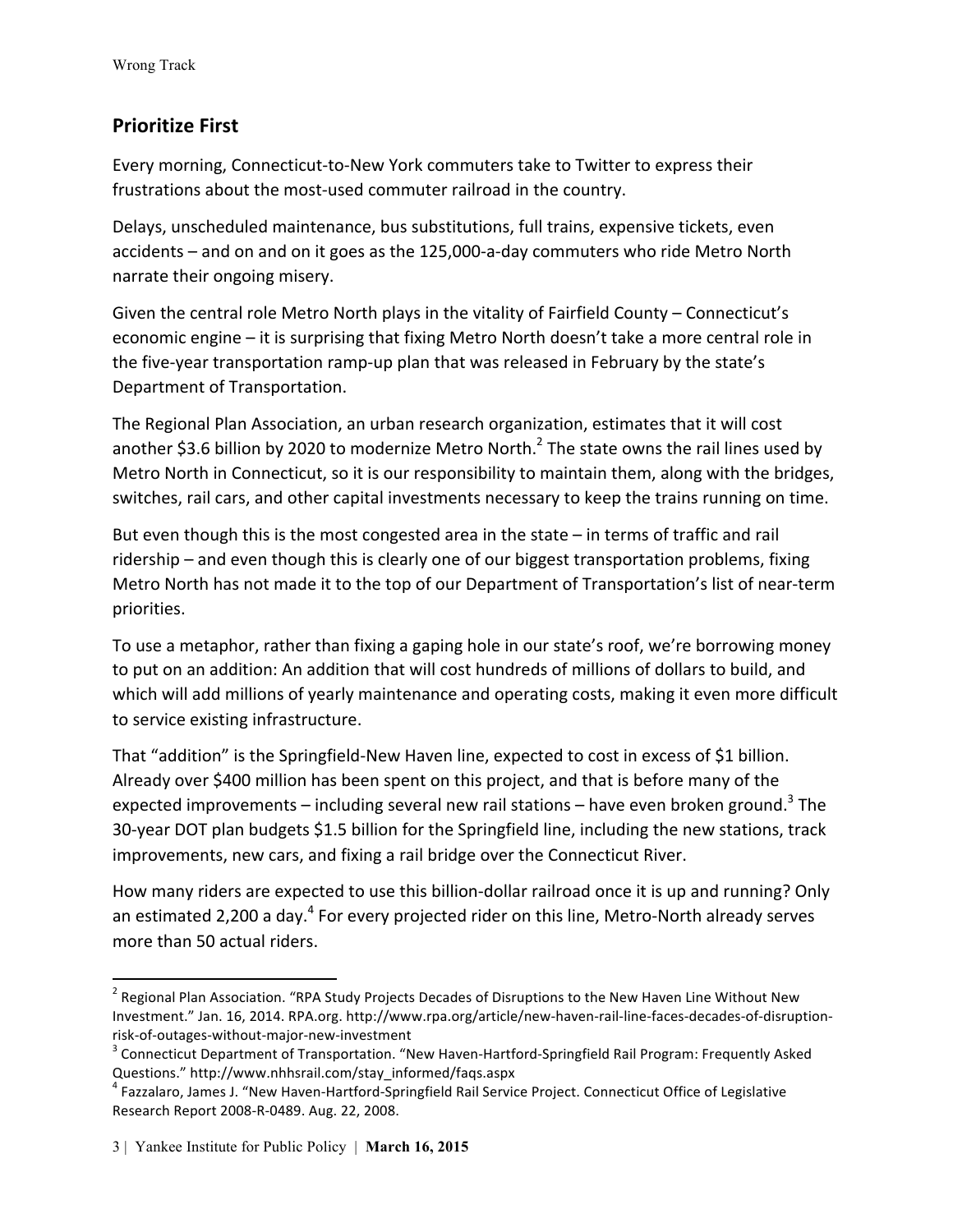## Prioritize First

Every morning, Connecticut-to-New York commuters take to Twitter to express their frustrations about the most-used commuter railroad in the country.

Delays, unscheduled maintenance, bus substitutions, full trains, expensive tickets, even accidents – and on and on it goes as the 125,000-a-day commuters who ride Metro North narrate their ongoing misery.

Given the central role Metro North plays in the vitality of Fairfield County – Connecticut's economic engine – it is surprising that fixing Metro North doesn't take a more central role in the five-year transportation ramp-up plan that was released in February by the state's Department of Transportation.

The Regional Plan Association, an urban research organization, estimates that it will cost another $3.6 billion by 2020 to modernize Metro North.[2] The state owns the rail lines used by Metro North in Connecticut, so it is our responsibility to maintain them, along with the bridges, switches, rail cars, and other capital investments necessary to keep the trains running on time.

But even though this is the most congested area in the state – in terms of traffic and rail ridership – and even though this is clearly one of our biggest transportation problems, fixing Metro North has not made it to the top of our Department of Transportation's list of near-term priorities.

To use a metaphor, rather than fixing a gaping hole in our state's roof, we're borrowing money to put on an addition: An addition that will cost hundreds of millions of dollars to build, and which will add millions of yearly maintenance and operating costs, making it even more difficult to service existing infrastructure.

That "addition" is the Springfield-New Haven line, expected to cost in excess of $1 billion. Already over $400 million has been spent on this project, and that is before many of the expected improvements – including several new rail stations – have even broken ground.[3] The 30-year DOT plan budgets $1.5 billion for the Springfield line, including the new stations, track improvements, new cars, and fixing a rail bridge over the Connecticut River.

How many riders are expected to use this billion-dollar railroad once it is up and running? Only an estimated 2,200 a day.[4] For every projected rider on this line, Metro-North already serves more than 50 actual riders.

---

[2] Regional Plan Association. "RPA Study Projects Decades of Disruptions to the New Haven Line Without New Investment." Jan. 16, 2014. RPA.org. http://www.rpa.org/article/new-haven-rail-line-faces-decades-of-disruption-risk-of-outages-without-major-new-investment

[3] Connecticut Department of Transportation. "New Haven-Hartford-Springfield Rail Program: Frequently Asked Questions." http://www.nhhsrail.com/stay_informed/faqs.aspx

[4] Fazzalaro, James J. "New Haven-Hartford-Springfield Rail Service Project. Connecticut Office of Legislative Research Report 2008-R-0489. Aug. 22, 2008.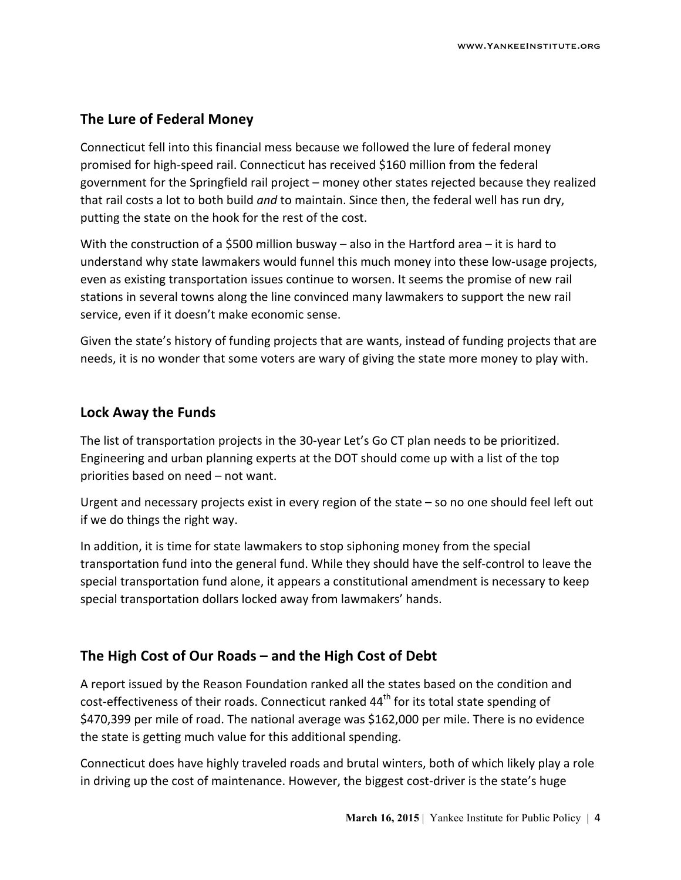## The Lure of Federal Money

Connecticut fell into this financial mess because we followed the lure of federal money promised for high-speed rail. Connecticut has received $160 million from the federal government for the Springfield rail project – money other states rejected because they realized that rail costs a lot to both build *and* to maintain. Since then, the federal well has run dry, putting the state on the hook for the rest of the cost.

With the construction of a $500 million busway – also in the Hartford area – it is hard to understand why state lawmakers would funnel this much money into these low-usage projects, even as existing transportation issues continue to worsen. It seems the promise of new rail stations in several towns along the line convinced many lawmakers to support the new rail service, even if it doesn't make economic sense.

Given the state's history of funding projects that are wants, instead of funding projects that are needs, it is no wonder that some voters are wary of giving the state more money to play with.

## Lock Away the Funds

The list of transportation projects in the 30-year Let's Go CT plan needs to be prioritized. Engineering and urban planning experts at the DOT should come up with a list of the top priorities based on need – not want.

Urgent and necessary projects exist in every region of the state – so no one should feel left out if we do things the right way.

In addition, it is time for state lawmakers to stop siphoning money from the special transportation fund into the general fund. While they should have the self-control to leave the special transportation fund alone, it appears a constitutional amendment is necessary to keep special transportation dollars locked away from lawmakers' hands.

## The High Cost of Our Roads – and the High Cost of Debt

A report issued by the Reason Foundation ranked all the states based on the condition and cost-effectiveness of their roads. Connecticut ranked 44th for its total state spending of $470,399 per mile of road. The national average was $162,000 per mile. There is no evidence the state is getting much value for this additional spending.

Connecticut does have highly traveled roads and brutal winters, both of which likely play a role in driving up the cost of maintenance. However, the biggest cost-driver is the state's huge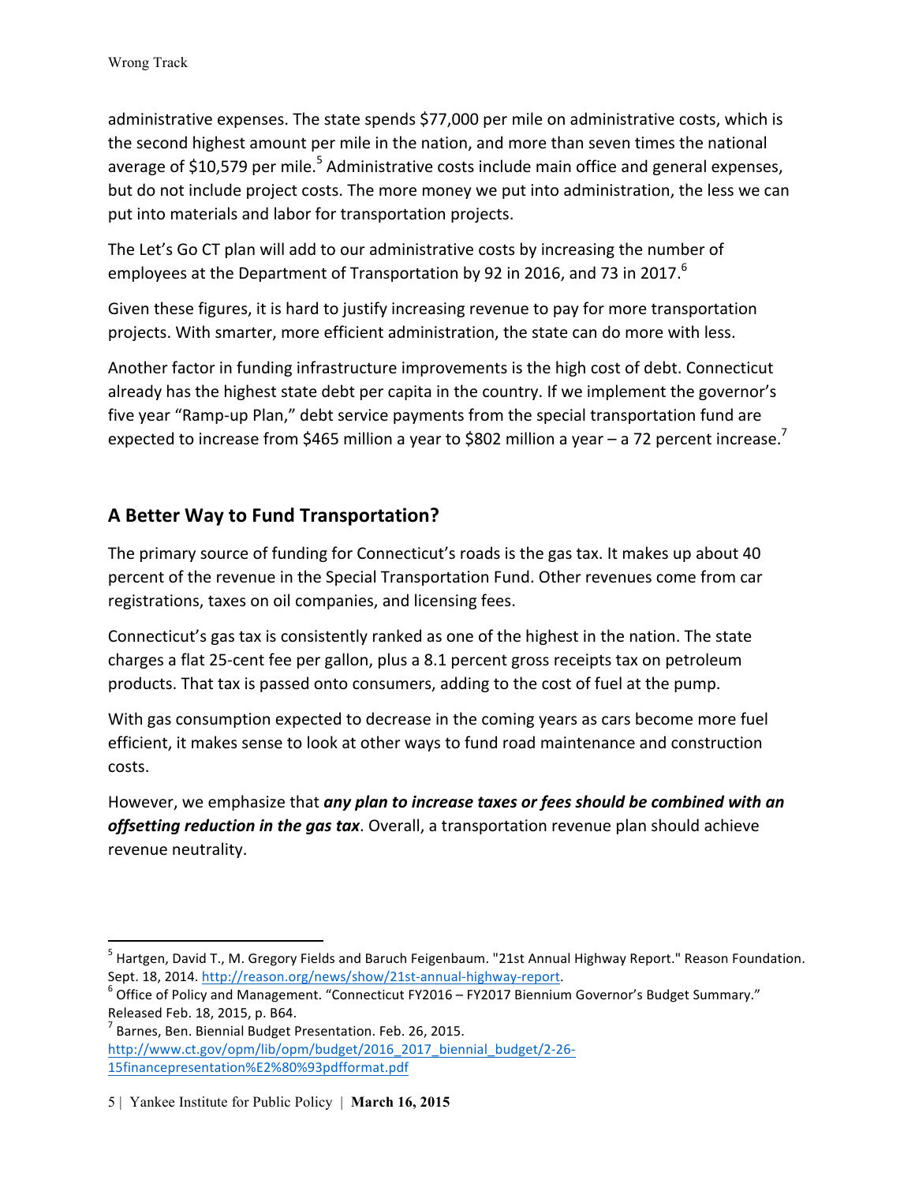administrative expenses. The state spends $77,000 per mile on administrative costs, which is the second highest amount per mile in the nation, and more than seven times the national average of $10,579 per mile.[5] Administrative costs include main office and general expenses, but do not include project costs. The more money we put into administration, the less we can put into materials and labor for transportation projects.

The Let's Go CT plan will add to our administrative costs by increasing the number of employees at the Department of Transportation by 92 in 2016, and 73 in 2017.[6]

Given these figures, it is hard to justify increasing revenue to pay for more transportation projects. With smarter, more efficient administration, the state can do more with less.

Another factor in funding infrastructure improvements is the high cost of debt. Connecticut already has the highest state debt per capita in the country. If we implement the governor's five year "Ramp-up Plan," debt service payments from the special transportation fund are expected to increase from $465 million a year to $802 million a year – a 72 percent increase.[7]

## A Better Way to Fund Transportation?

The primary source of funding for Connecticut's roads is the gas tax. It makes up about 40 percent of the revenue in the Special Transportation Fund. Other revenues come from car registrations, taxes on oil companies, and licensing fees.

Connecticut's gas tax is consistently ranked as one of the highest in the nation. The state charges a flat 25-cent fee per gallon, plus a 8.1 percent gross receipts tax on petroleum products. That tax is passed onto consumers, adding to the cost of fuel at the pump.

With gas consumption expected to decrease in the coming years as cars become more fuel efficient, it makes sense to look at other ways to fund road maintenance and construction costs.

However, we emphasize that ***any plan to increase taxes or fees should be combined with an offsetting reduction in the gas tax***. Overall, a transportation revenue plan should achieve revenue neutrality.

---

[5] Hartgen, David T., M. Gregory Fields and Baruch Feigenbaum. "21st Annual Highway Report." Reason Foundation. Sept. 18, 2014. http://reason.org/news/show/21st-annual-highway-report.

[6] Office of Policy and Management. "Connecticut FY2016 – FY2017 Biennium Governor's Budget Summary." Released Feb. 18, 2015, p. B64.

[7] Barnes, Ben. Biennial Budget Presentation. Feb. 26, 2015. http://www.ct.gov/opm/lib/opm/budget/2016_2017_biennial_budget/2-26-15financepresentation%E2%80%93pdfformat.pdf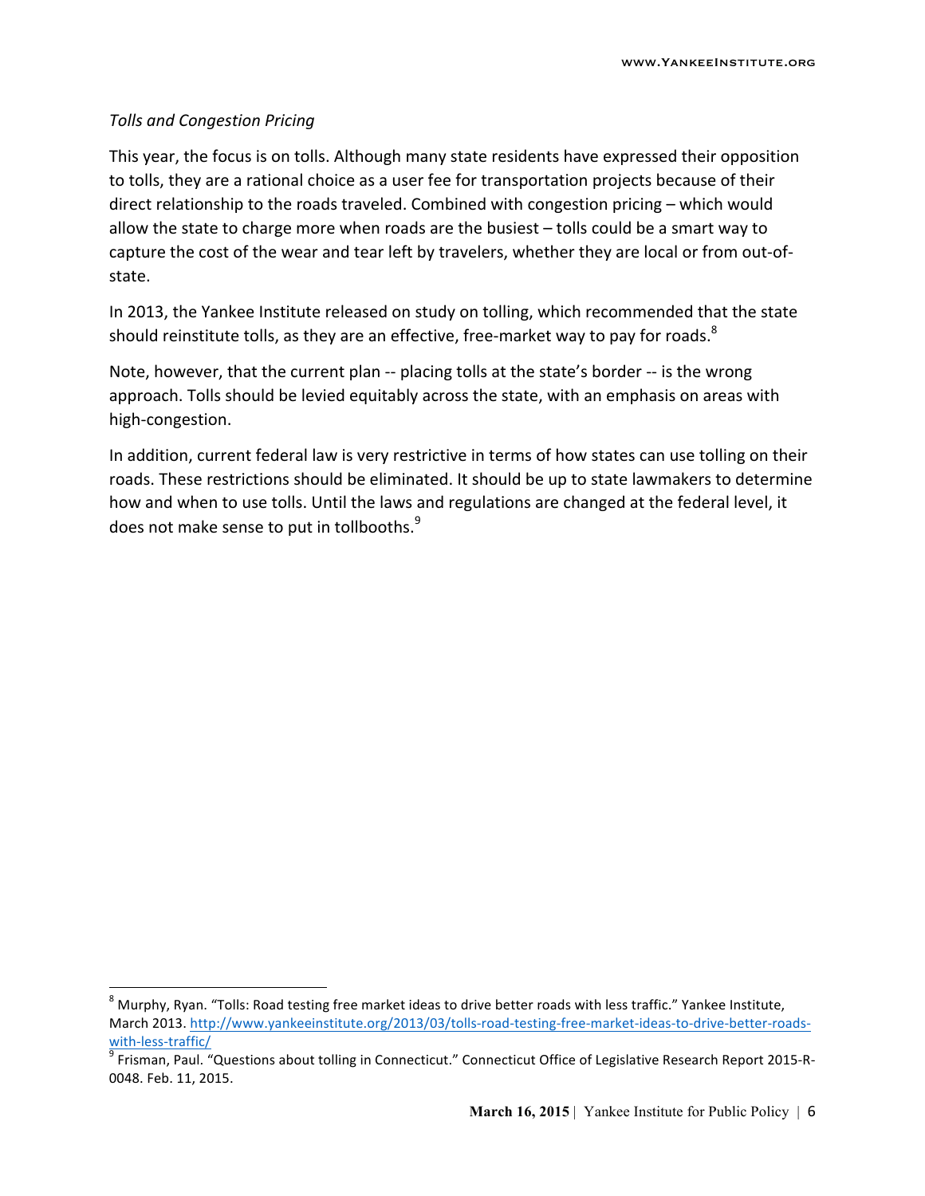*Tolls and Congestion Pricing*

This year, the focus is on tolls. Although many state residents have expressed their opposition to tolls, they are a rational choice as a user fee for transportation projects because of their direct relationship to the roads traveled. Combined with congestion pricing – which would allow the state to charge more when roads are the busiest – tolls could be a smart way to capture the cost of the wear and tear left by travelers, whether they are local or from out-of-state.

In 2013, the Yankee Institute released on study on tolling, which recommended that the state should reinstitute tolls, as they are an effective, free-market way to pay for roads.[8]

Note, however, that the current plan -- placing tolls at the state's border -- is the wrong approach. Tolls should be levied equitably across the state, with an emphasis on areas with high-congestion.

In addition, current federal law is very restrictive in terms of how states can use tolling on their roads. These restrictions should be eliminated. It should be up to state lawmakers to determine how and when to use tolls. Until the laws and regulations are changed at the federal level, it does not make sense to put in tollbooths.[9]

---

[8] Murphy, Ryan. "Tolls: Road testing free market ideas to drive better roads with less traffic." Yankee Institute, March 2013. http://www.yankeeinstitute.org/2013/03/tolls-road-testing-free-market-ideas-to-drive-better-roads-with-less-traffic/

[9] Frisman, Paul. "Questions about tolling in Connecticut." Connecticut Office of Legislative Research Report 2015-R-0048. Feb. 11, 2015.